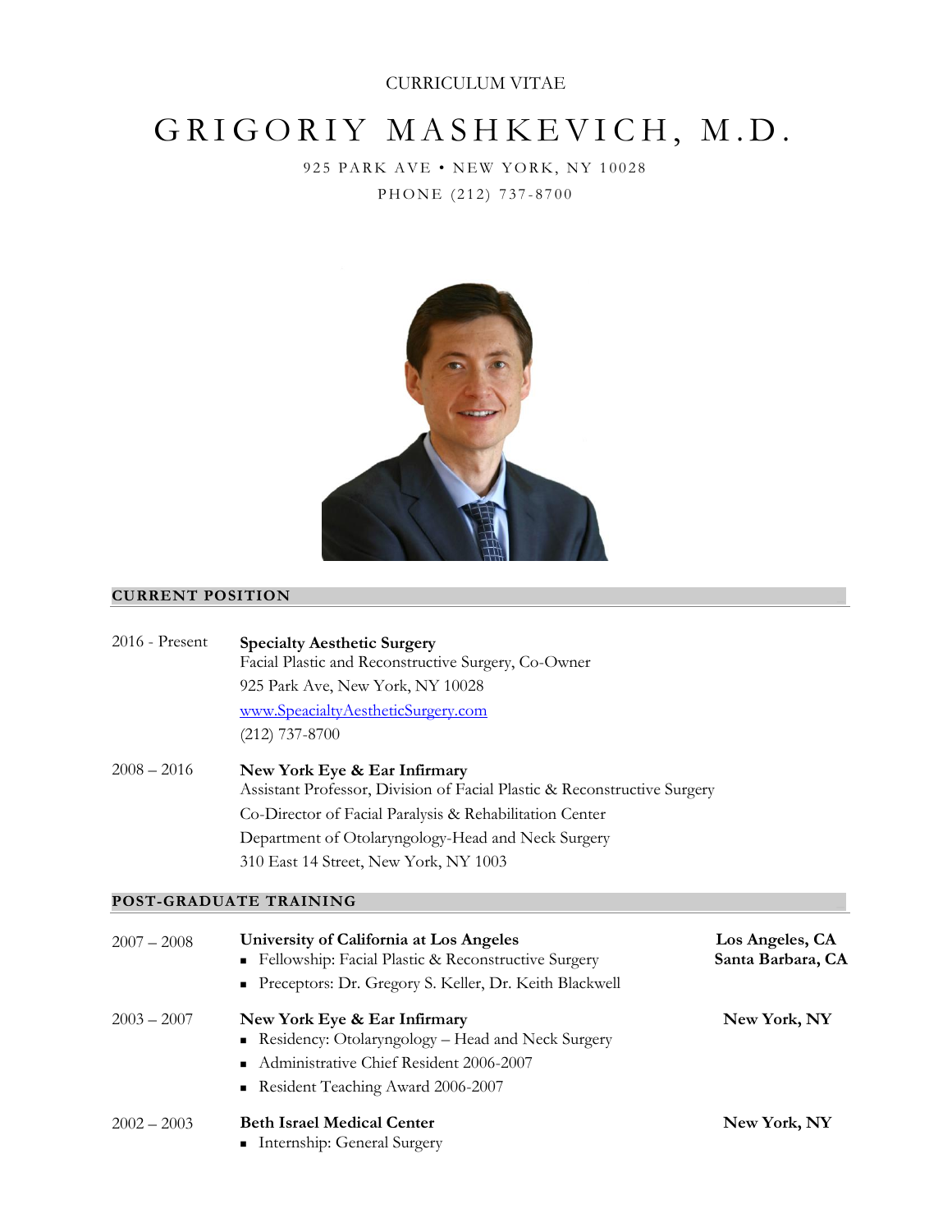CURRICULUM VITAE

# GRIGORIY MASHKEVICH, M.D.

925 PARK AVE • NEW YORK, NY 10028

PHONE (212) 737-8700

## CURRENT POSITION

2016 - Present

**Specialty Aesthetic Surgery**
Facial Plastic and Reconstructive Surgery, Co-Owner
925 Park Ave, New York, NY 10028
[www.SpeacialtyAestheticSurgery.com](www.SpeacialtyAestheticSurgery.com)
(212) 737-8700

2008 – 2016

**New York Eye & Ear Infirmary**
Assistant Professor, Division of Facial Plastic & Reconstructive Surgery
Co-Director of Facial Paralysis & Rehabilitation Center
Department of Otolaryngology-Head and Neck Surgery
310 East 14 Street, New York, NY 1003

## POST-GRADUATE TRAINING

2007 – 2008

**University of California at Los Angeles** — **Los Angeles, CA; Santa Barbara, CA**

- Fellowship: Facial Plastic & Reconstructive Surgery
- Preceptors: Dr. Gregory S. Keller, Dr. Keith Blackwell

2003 – 2007

**New York Eye & Ear Infirmary** — **New York, NY**

- Residency: Otolaryngology – Head and Neck Surgery
- Administrative Chief Resident 2006-2007
- Resident Teaching Award 2006-2007

2002 – 2003

**Beth Israel Medical Center** — **New York, NY**

- Internship: General Surgery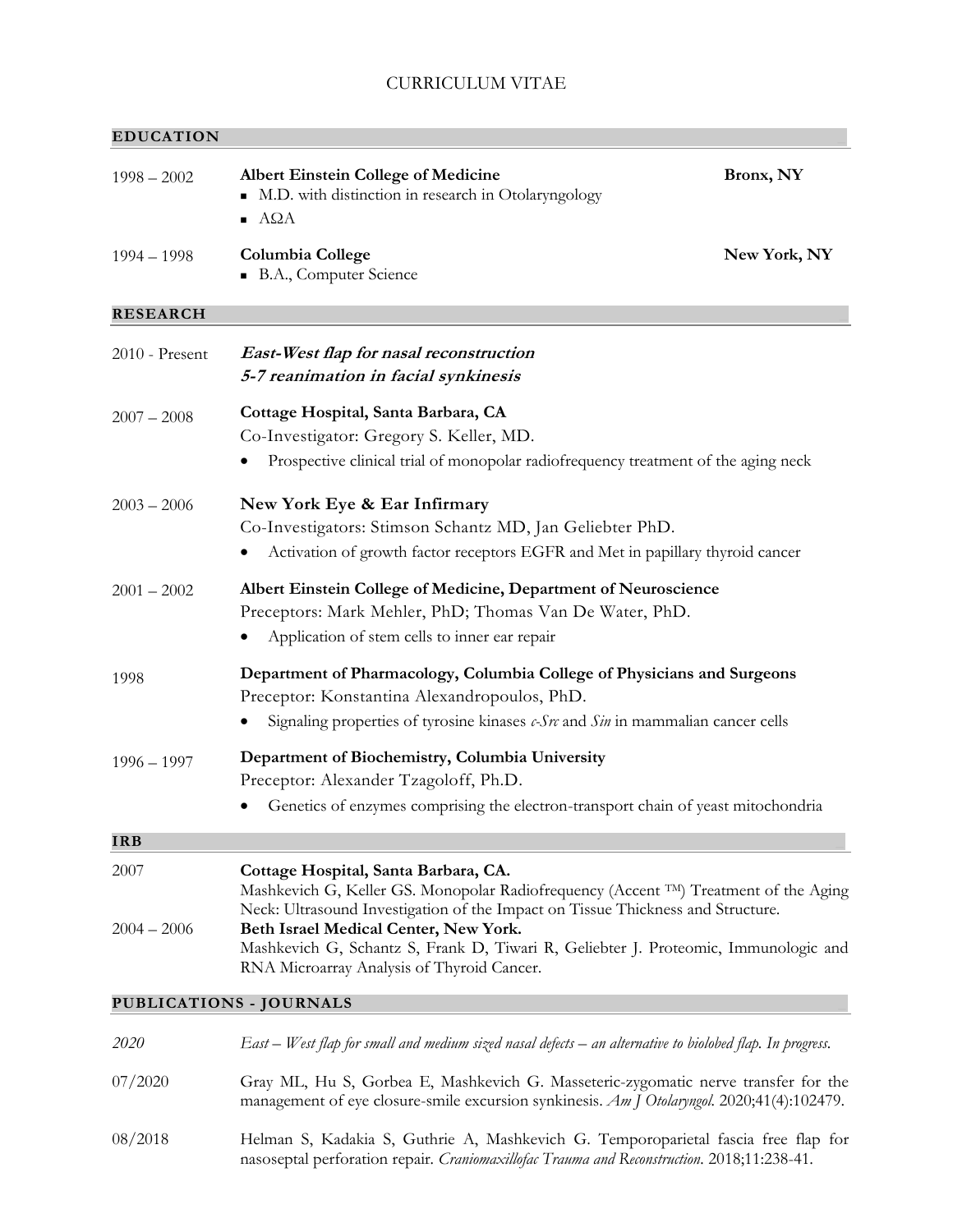# CURRICULUM VITAE

## EDUCATION

**1998 – 2002** — **Albert Einstein College of Medicine** — **Bronx, NY**
- M.D. with distinction in research in Otolaryngology
- AΩA

**1994 – 1998** — **Columbia College** — **New York, NY**
- B.A., Computer Science

## RESEARCH

**2010 - Present**

***East-West flap for nasal reconstruction***
***5-7 reanimation in facial synkinesis***

**2007 – 2008** — **Cottage Hospital, Santa Barbara, CA**
Co-Investigator: Gregory S. Keller, MD.
- Prospective clinical trial of monopolar radiofrequency treatment of the aging neck

**2003 – 2006** — **New York Eye & Ear Infirmary**
Co-Investigators: Stimson Schantz MD, Jan Geliebter PhD.
- Activation of growth factor receptors EGFR and Met in papillary thyroid cancer

**2001 – 2002** — **Albert Einstein College of Medicine, Department of Neuroscience**
Preceptors: Mark Mehler, PhD; Thomas Van De Water, PhD.
- Application of stem cells to inner ear repair

**1998** — **Department of Pharmacology, Columbia College of Physicians and Surgeons**
Preceptor: Konstantina Alexandropoulos, PhD.
- Signaling properties of tyrosine kinases *c-Src* and *Sin* in mammalian cancer cells

**1996 – 1997** — **Department of Biochemistry, Columbia University**
Preceptor: Alexander Tzagoloff, Ph.D.
- Genetics of enzymes comprising the electron-transport chain of yeast mitochondria

## IRB

**2007** — **Cottage Hospital, Santa Barbara, CA.**
Mashkevich G, Keller GS. Monopolar Radiofrequency (Accent ™) Treatment of the Aging Neck: Ultrasound Investigation of the Impact on Tissue Thickness and Structure.

**2004 – 2006** — **Beth Israel Medical Center, New York.**
Mashkevich G, Schantz S, Frank D, Tiwari R, Geliebter J. Proteomic, Immunologic and RNA Microarray Analysis of Thyroid Cancer.

## PUBLICATIONS - JOURNALS

*2020* — *East – West flap for small and medium sized nasal defects – an alternative to biolobed flap. In progress.*

07/2020 — Gray ML, Hu S, Gorbea E, Mashkevich G. Masseteric-zygomatic nerve transfer for the management of eye closure-smile excursion synkinesis. *Am J Otolaryngol.* 2020;41(4):102479.

08/2018 — Helman S, Kadakia S, Guthrie A, Mashkevich G. Temporoparietal fascia free flap for nasoseptal perforation repair. *Craniomaxillofac Trauma and Reconstruction.* 2018;11:238-41.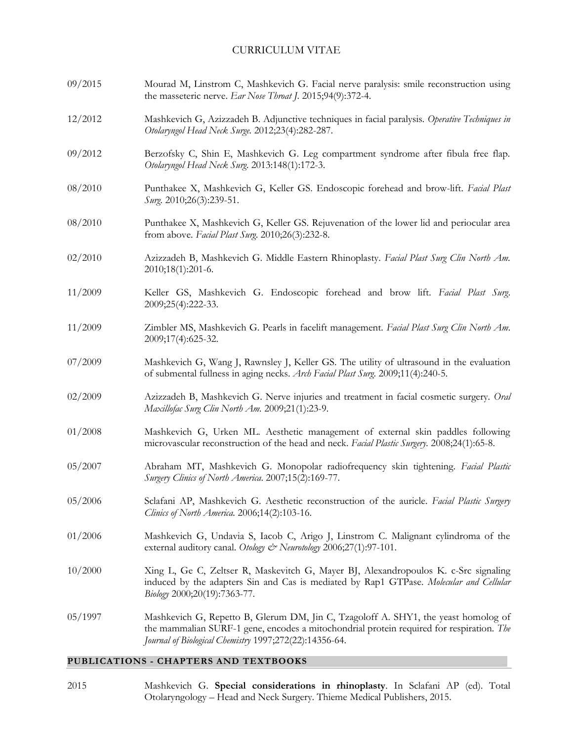09/2015 Mourad M, Linstrom C, Mashkevich G. Facial nerve paralysis: smile reconstruction using the masseteric nerve. *Ear Nose Throat J*. 2015;94(9):372-4.

12/2012 Mashkevich G, Azizzadeh B. Adjunctive techniques in facial paralysis. *Operative Techniques in Otolaryngol Head Neck Surge*. 2012;23(4):282-287.

09/2012 Berzofsky C, Shin E, Mashkevich G. Leg compartment syndrome after fibula free flap. *Otolaryngol Head Neck Surg*. 2013:148(1):172-3.

08/2010 Punthakee X, Mashkevich G, Keller GS. Endoscopic forehead and brow-lift. *Facial Plast Surg*. 2010;26(3):239-51.

08/2010 Punthakee X, Mashkevich G, Keller GS. Rejuvenation of the lower lid and periocular area from above. *Facial Plast Surg*. 2010;26(3):232-8.

02/2010 Azizzadeh B, Mashkevich G. Middle Eastern Rhinoplasty. *Facial Plast Surg Clin North Am*. 2010;18(1):201-6.

11/2009 Keller GS, Mashkevich G. Endoscopic forehead and brow lift. *Facial Plast Surg*. 2009;25(4):222-33.

11/2009 Zimbler MS, Mashkevich G. Pearls in facelift management. *Facial Plast Surg Clin North Am*. 2009;17(4):625-32.

07/2009 Mashkevich G, Wang J, Rawnsley J, Keller GS. The utility of ultrasound in the evaluation of submental fullness in aging necks. *Arch Facial Plast Surg*. 2009;11(4):240-5.

02/2009 Azizzadeh B, Mashkevich G. Nerve injuries and treatment in facial cosmetic surgery. *Oral Maxillofac Surg Clin North Am*. 2009;21(1):23-9.

01/2008 Mashkevich G, Urken ML. Aesthetic management of external skin paddles following microvascular reconstruction of the head and neck. *Facial Plastic Surgery*. 2008;24(1):65-8.

05/2007 Abraham MT, Mashkevich G. Monopolar radiofrequency skin tightening. *Facial Plastic Surgery Clinics of North America*. 2007;15(2):169-77.

05/2006 Sclafani AP, Mashkevich G. Aesthetic reconstruction of the auricle. *Facial Plastic Surgery Clinics of North America*. 2006;14(2):103-16.

01/2006 Mashkevich G, Undavia S, Iacob C, Arigo J, Linstrom C. Malignant cylindroma of the external auditory canal. *Otology & Neurotology* 2006;27(1):97-101.

10/2000 Xing L, Ge C, Zeltser R, Maskevitch G, Mayer BJ, Alexandropoulos K. c-Src signaling induced by the adapters Sin and Cas is mediated by Rap1 GTPase. *Molecular and Cellular Biology* 2000;20(19):7363-77.

05/1997 Mashkevich G, Repetto B, Glerum DM, Jin C, Tzagoloff A. SHY1, the yeast homolog of the mammalian SURF-1 gene, encodes a mitochondrial protein required for respiration. *The Journal of Biological Chemistry* 1997;272(22):14356-64.

## PUBLICATIONS - CHAPTERS AND TEXTBOOKS

2015 Mashkevich G. **Special considerations in rhinoplasty**. In Sclafani AP (ed). Total Otolaryngology – Head and Neck Surgery. Thieme Medical Publishers, 2015.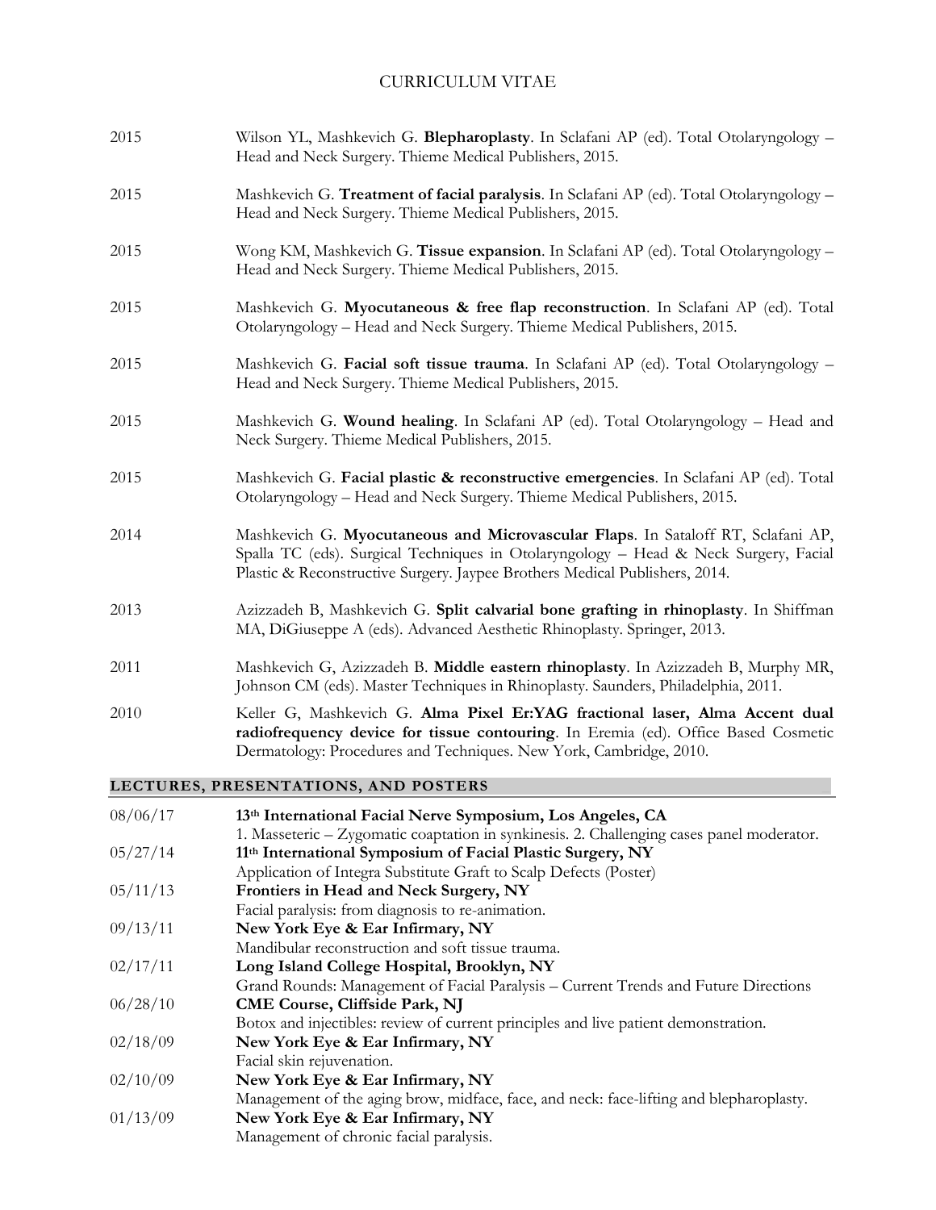2015 Wilson YL, Mashkevich G. **Blepharoplasty**. In Sclafani AP (ed). Total Otolaryngology – Head and Neck Surgery. Thieme Medical Publishers, 2015.

2015 Mashkevich G. **Treatment of facial paralysis**. In Sclafani AP (ed). Total Otolaryngology – Head and Neck Surgery. Thieme Medical Publishers, 2015.

2015 Wong KM, Mashkevich G. **Tissue expansion**. In Sclafani AP (ed). Total Otolaryngology – Head and Neck Surgery. Thieme Medical Publishers, 2015.

2015 Mashkevich G. **Myocutaneous & free flap reconstruction**. In Sclafani AP (ed). Total Otolaryngology – Head and Neck Surgery. Thieme Medical Publishers, 2015.

2015 Mashkevich G. **Facial soft tissue trauma**. In Sclafani AP (ed). Total Otolaryngology – Head and Neck Surgery. Thieme Medical Publishers, 2015.

2015 Mashkevich G. **Wound healing**. In Sclafani AP (ed). Total Otolaryngology – Head and Neck Surgery. Thieme Medical Publishers, 2015.

2015 Mashkevich G. **Facial plastic & reconstructive emergencies**. In Sclafani AP (ed). Total Otolaryngology – Head and Neck Surgery. Thieme Medical Publishers, 2015.

2014 Mashkevich G. **Myocutaneous and Microvascular Flaps**. In Sataloff RT, Sclafani AP, Spalla TC (eds). Surgical Techniques in Otolaryngology – Head & Neck Surgery, Facial Plastic & Reconstructive Surgery. Jaypee Brothers Medical Publishers, 2014.

2013 Azizzadeh B, Mashkevich G. **Split calvarial bone grafting in rhinoplasty**. In Shiffman MA, DiGiuseppe A (eds). Advanced Aesthetic Rhinoplasty. Springer, 2013.

2011 Mashkevich G, Azizzadeh B. **Middle eastern rhinoplasty**. In Azizzadeh B, Murphy MR, Johnson CM (eds). Master Techniques in Rhinoplasty. Saunders, Philadelphia, 2011.

2010 Keller G, Mashkevich G. **Alma Pixel Er:YAG fractional laser, Alma Accent dual radiofrequency device for tissue contouring**. In Eremia (ed). Office Based Cosmetic Dermatology: Procedures and Techniques. New York, Cambridge, 2010.

## LECTURES, PRESENTATIONS, AND POSTERS

08/06/17 **13th International Facial Nerve Symposium, Los Angeles, CA**
1. Masseteric – Zygomatic coaptation in synkinesis. 2. Challenging cases panel moderator.

05/27/14 **11th International Symposium of Facial Plastic Surgery, NY**
Application of Integra Substitute Graft to Scalp Defects (Poster)

05/11/13 **Frontiers in Head and Neck Surgery, NY**
Facial paralysis: from diagnosis to re-animation.

09/13/11 **New York Eye & Ear Infirmary, NY**
Mandibular reconstruction and soft tissue trauma.

02/17/11 **Long Island College Hospital, Brooklyn, NY**
Grand Rounds: Management of Facial Paralysis – Current Trends and Future Directions

06/28/10 **CME Course, Cliffside Park, NJ**
Botox and injectibles: review of current principles and live patient demonstration.

02/18/09 **New York Eye & Ear Infirmary, NY**
Facial skin rejuvenation.

02/10/09 **New York Eye & Ear Infirmary, NY**
Management of the aging brow, midface, face, and neck: face-lifting and blepharoplasty.

01/13/09 **New York Eye & Ear Infirmary, NY**
Management of chronic facial paralysis.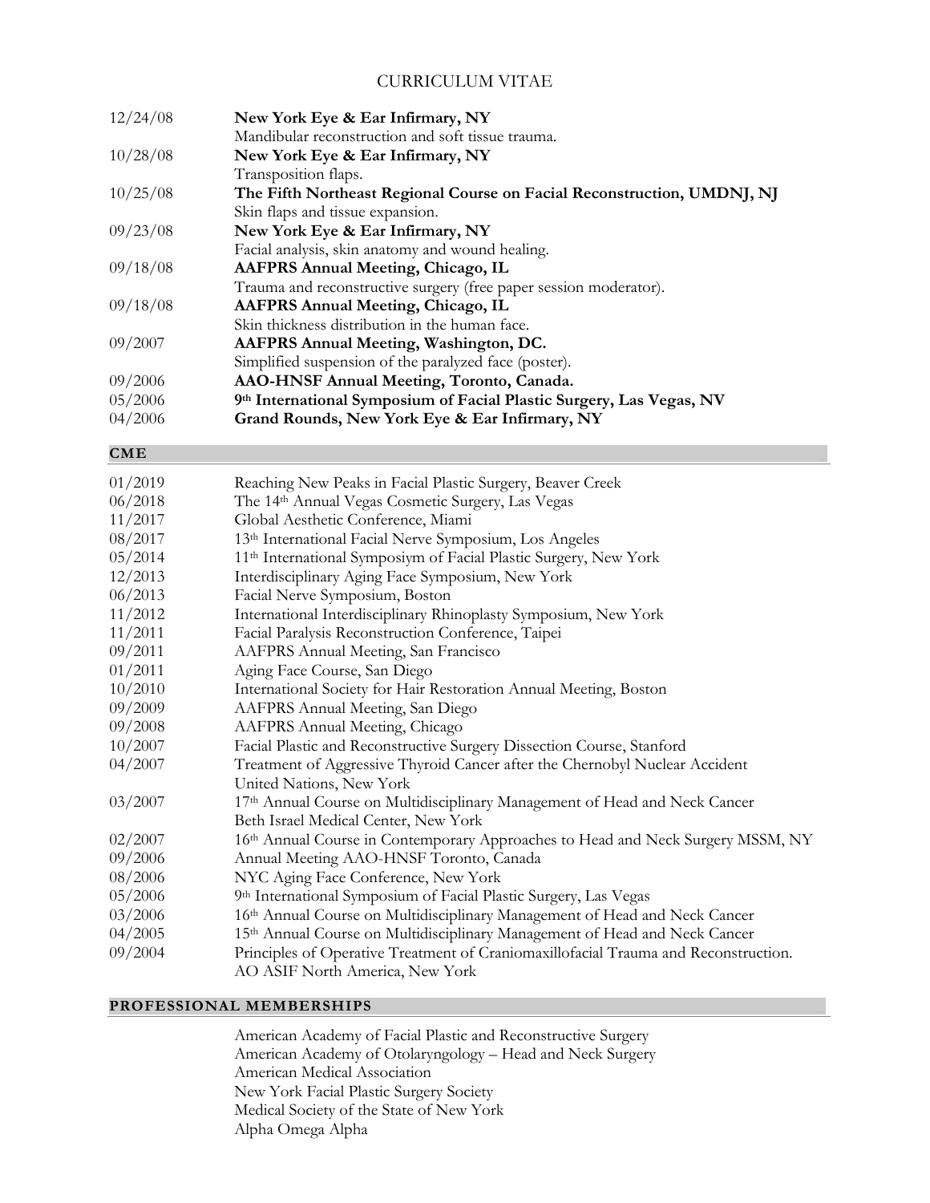# CURRICULUM VITAE

| | |
|---|---|
| 12/24/08 | **New York Eye & Ear Infirmary, NY**<br>Mandibular reconstruction and soft tissue trauma. |
| 10/28/08 | **New York Eye & Ear Infirmary, NY**<br>Transposition flaps. |
| 10/25/08 | **The Fifth Northeast Regional Course on Facial Reconstruction, UMDNJ, NJ**<br>Skin flaps and tissue expansion. |
| 09/23/08 | **New York Eye & Ear Infirmary, NY**<br>Facial analysis, skin anatomy and wound healing. |
| 09/18/08 | **AAFPRS Annual Meeting, Chicago, IL**<br>Trauma and reconstructive surgery (free paper session moderator). |
| 09/18/08 | **AAFPRS Annual Meeting, Chicago, IL**<br>Skin thickness distribution in the human face. |
| 09/2007 | **AAFPRS Annual Meeting, Washington, DC.**<br>Simplified suspension of the paralyzed face (poster). |
| 09/2006 | **AAO-HNSF Annual Meeting, Toronto, Canada.** |
| 05/2006 | **9th International Symposium of Facial Plastic Surgery, Las Vegas, NV** |
| 04/2006 | **Grand Rounds, New York Eye & Ear Infirmary, NY** |

## CME

| | |
|---|---|
| 01/2019 | Reaching New Peaks in Facial Plastic Surgery, Beaver Creek |
| 06/2018 | The 14th Annual Vegas Cosmetic Surgery, Las Vegas |
| 11/2017 | Global Aesthetic Conference, Miami |
| 08/2017 | 13th International Facial Nerve Symposium, Los Angeles |
| 05/2014 | 11th International Symposiym of Facial Plastic Surgery, New York |
| 12/2013 | Interdisciplinary Aging Face Symposium, New York |
| 06/2013 | Facial Nerve Symposium, Boston |
| 11/2012 | International Interdisciplinary Rhinoplasty Symposium, New York |
| 11/2011 | Facial Paralysis Reconstruction Conference, Taipei |
| 09/2011 | AAFPRS Annual Meeting, San Francisco |
| 01/2011 | Aging Face Course, San Diego |
| 10/2010 | International Society for Hair Restoration Annual Meeting, Boston |
| 09/2009 | AAFPRS Annual Meeting, San Diego |
| 09/2008 | AAFPRS Annual Meeting, Chicago |
| 10/2007 | Facial Plastic and Reconstructive Surgery Dissection Course, Stanford |
| 04/2007 | Treatment of Aggressive Thyroid Cancer after the Chernobyl Nuclear Accident<br>United Nations, New York |
| 03/2007 | 17th Annual Course on Multidisciplinary Management of Head and Neck Cancer<br>Beth Israel Medical Center, New York |
| 02/2007 | 16th Annual Course in Contemporary Approaches to Head and Neck Surgery MSSM, NY |
| 09/2006 | Annual Meeting AAO-HNSF Toronto, Canada |
| 08/2006 | NYC Aging Face Conference, New York |
| 05/2006 | 9th International Symposium of Facial Plastic Surgery, Las Vegas |
| 03/2006 | 16th Annual Course on Multidisciplinary Management of Head and Neck Cancer |
| 04/2005 | 15th Annual Course on Multidisciplinary Management of Head and Neck Cancer |
| 09/2004 | Principles of Operative Treatment of Craniomaxillofacial Trauma and Reconstruction.<br>AO ASIF North America, New York |

## PROFESSIONAL MEMBERSHIPS

American Academy of Facial Plastic and Reconstructive Surgery
American Academy of Otolaryngology – Head and Neck Surgery
American Medical Association
New York Facial Plastic Surgery Society
Medical Society of the State of New York
Alpha Omega Alpha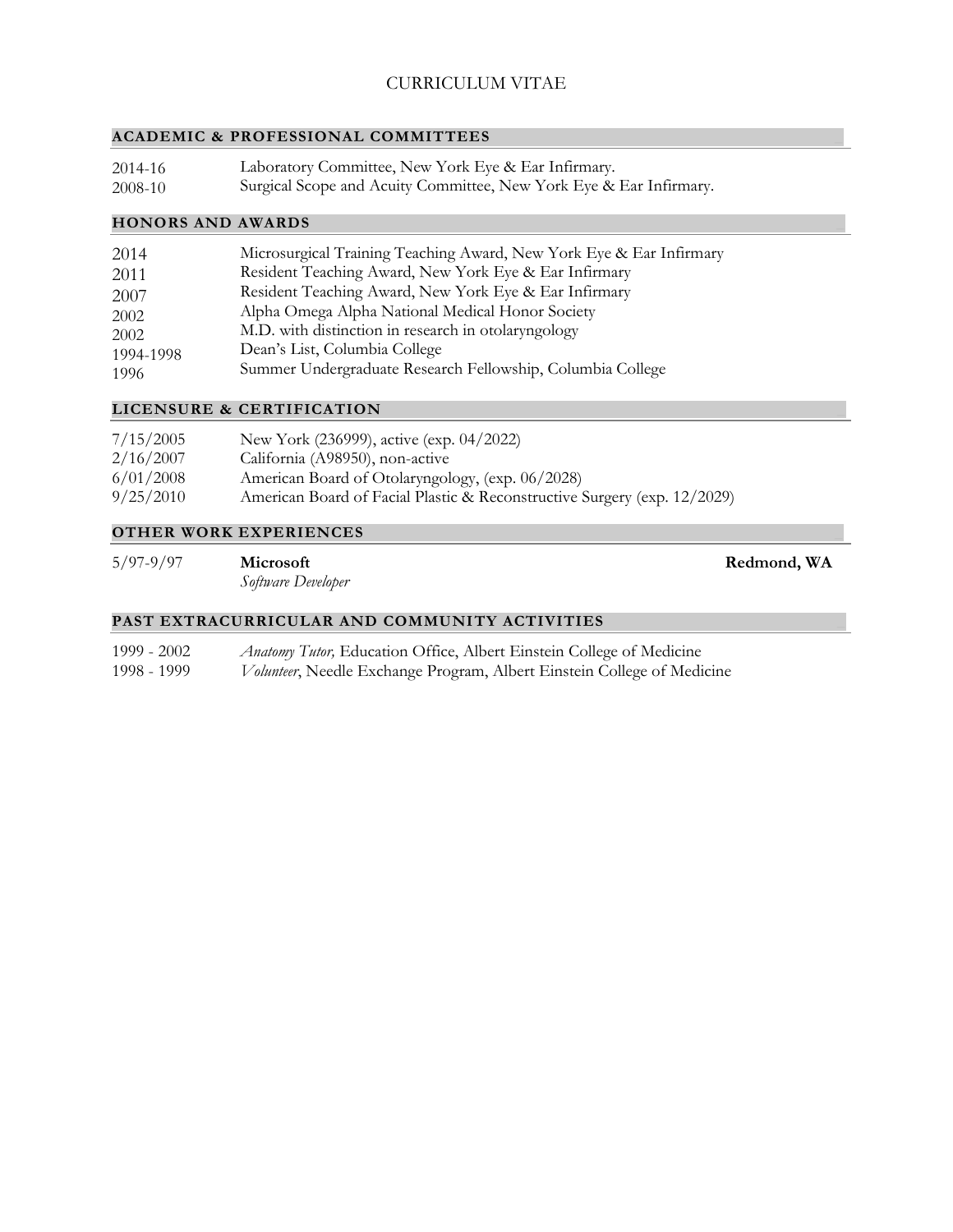# CURRICULUM VITAE

## ACADEMIC & PROFESSIONAL COMMITTEES

| | |
|---|---|
| 2014-16 | Laboratory Committee, New York Eye & Ear Infirmary. |
| 2008-10 | Surgical Scope and Acuity Committee, New York Eye & Ear Infirmary. |

## HONORS AND AWARDS

| | |
|---|---|
| 2014 | Microsurgical Training Teaching Award, New York Eye & Ear Infirmary |
| 2011 | Resident Teaching Award, New York Eye & Ear Infirmary |
| 2007 | Resident Teaching Award, New York Eye & Ear Infirmary |
| 2002 | Alpha Omega Alpha National Medical Honor Society |
| 2002 | M.D. with distinction in research in otolaryngology |
| 1994-1998 | Dean's List, Columbia College |
| 1996 | Summer Undergraduate Research Fellowship, Columbia College |

## LICENSURE & CERTIFICATION

| | |
|---|---|
| 7/15/2005 | New York (236999), active (exp. 04/2022) |
| 2/16/2007 | California (A98950), non-active |
| 6/01/2008 | American Board of Otolaryngology, (exp. 06/2028) |
| 9/25/2010 | American Board of Facial Plastic & Reconstructive Surgery (exp. 12/2029) |

## OTHER WORK EXPERIENCES

5/97-9/97 **Microsoft** **Redmond, WA**
*Software Developer*

## PAST EXTRACURRICULAR AND COMMUNITY ACTIVITIES

| | |
|---|---|
| 1999 - 2002 | *Anatomy Tutor,* Education Office, Albert Einstein College of Medicine |
| 1998 - 1999 | *Volunteer*, Needle Exchange Program, Albert Einstein College of Medicine |